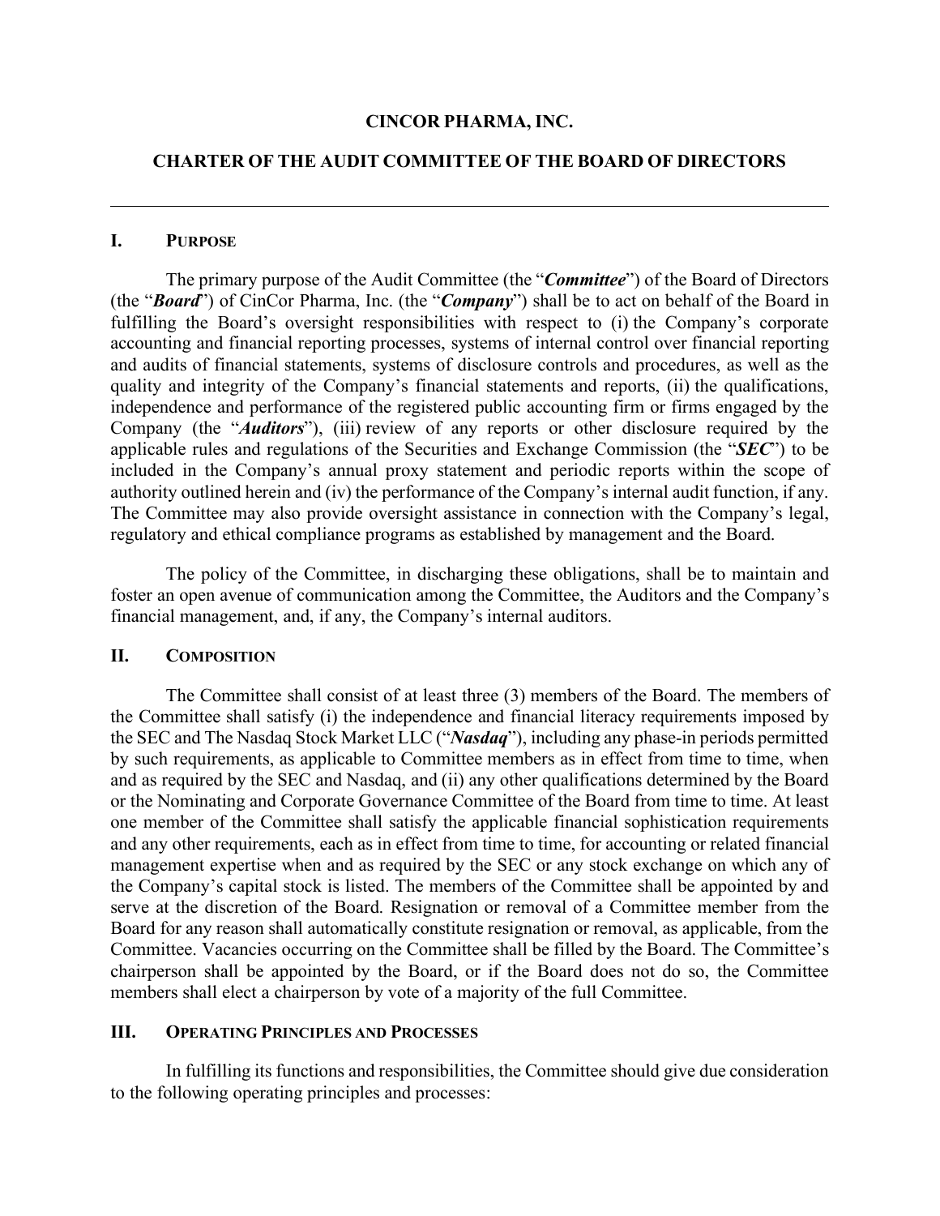**CINCOR PHARMA, INC.**

**CHARTER OF THE AUDIT COMMITTEE OF THE BOARD OF DIRECTORS**

---

## I. PURPOSE

The primary purpose of the Audit Committee (the "***Committee***") of the Board of Directors (the "***Board***") of CinCor Pharma, Inc. (the "***Company***") shall be to act on behalf of the Board in fulfilling the Board's oversight responsibilities with respect to (i) the Company's corporate accounting and financial reporting processes, systems of internal control over financial reporting and audits of financial statements, systems of disclosure controls and procedures, as well as the quality and integrity of the Company's financial statements and reports, (ii) the qualifications, independence and performance of the registered public accounting firm or firms engaged by the Company (the "***Auditors***"), (iii) review of any reports or other disclosure required by the applicable rules and regulations of the Securities and Exchange Commission (the "***SEC***") to be included in the Company's annual proxy statement and periodic reports within the scope of authority outlined herein and (iv) the performance of the Company's internal audit function, if any. The Committee may also provide oversight assistance in connection with the Company's legal, regulatory and ethical compliance programs as established by management and the Board.

The policy of the Committee, in discharging these obligations, shall be to maintain and foster an open avenue of communication among the Committee, the Auditors and the Company's financial management, and, if any, the Company's internal auditors.

## II. COMPOSITION

The Committee shall consist of at least three (3) members of the Board. The members of the Committee shall satisfy (i) the independence and financial literacy requirements imposed by the SEC and The Nasdaq Stock Market LLC ("***Nasdaq***"), including any phase-in periods permitted by such requirements, as applicable to Committee members as in effect from time to time, when and as required by the SEC and Nasdaq, and (ii) any other qualifications determined by the Board or the Nominating and Corporate Governance Committee of the Board from time to time. At least one member of the Committee shall satisfy the applicable financial sophistication requirements and any other requirements, each as in effect from time to time, for accounting or related financial management expertise when and as required by the SEC or any stock exchange on which any of the Company's capital stock is listed. The members of the Committee shall be appointed by and serve at the discretion of the Board. Resignation or removal of a Committee member from the Board for any reason shall automatically constitute resignation or removal, as applicable, from the Committee. Vacancies occurring on the Committee shall be filled by the Board. The Committee's chairperson shall be appointed by the Board, or if the Board does not do so, the Committee members shall elect a chairperson by vote of a majority of the full Committee.

## III. OPERATING PRINCIPLES AND PROCESSES

In fulfilling its functions and responsibilities, the Committee should give due consideration to the following operating principles and processes: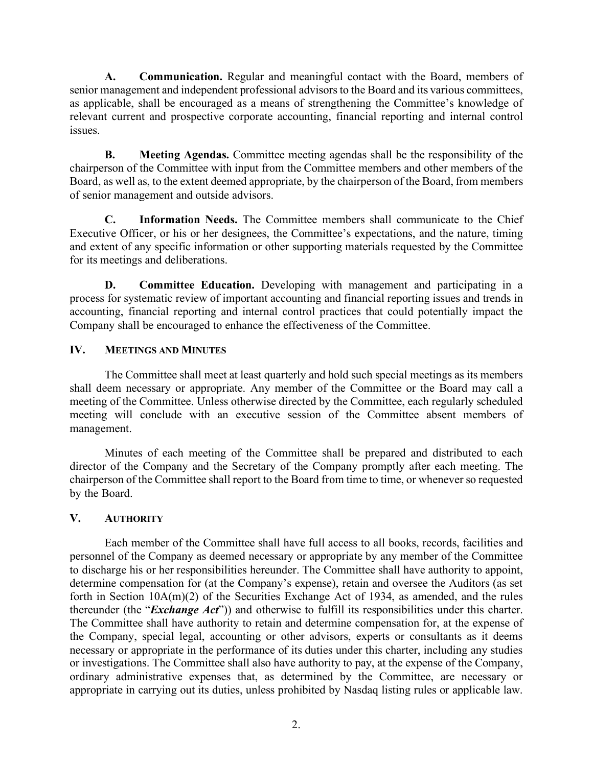**A. Communication.** Regular and meaningful contact with the Board, members of senior management and independent professional advisors to the Board and its various committees, as applicable, shall be encouraged as a means of strengthening the Committee's knowledge of relevant current and prospective corporate accounting, financial reporting and internal control issues.

**B. Meeting Agendas.** Committee meeting agendas shall be the responsibility of the chairperson of the Committee with input from the Committee members and other members of the Board, as well as, to the extent deemed appropriate, by the chairperson of the Board, from members of senior management and outside advisors.

**C. Information Needs.** The Committee members shall communicate to the Chief Executive Officer, or his or her designees, the Committee's expectations, and the nature, timing and extent of any specific information or other supporting materials requested by the Committee for its meetings and deliberations.

**D. Committee Education.** Developing with management and participating in a process for systematic review of important accounting and financial reporting issues and trends in accounting, financial reporting and internal control practices that could potentially impact the Company shall be encouraged to enhance the effectiveness of the Committee.

## IV. MEETINGS AND MINUTES

The Committee shall meet at least quarterly and hold such special meetings as its members shall deem necessary or appropriate. Any member of the Committee or the Board may call a meeting of the Committee. Unless otherwise directed by the Committee, each regularly scheduled meeting will conclude with an executive session of the Committee absent members of management.

Minutes of each meeting of the Committee shall be prepared and distributed to each director of the Company and the Secretary of the Company promptly after each meeting. The chairperson of the Committee shall report to the Board from time to time, or whenever so requested by the Board.

## V. AUTHORITY

Each member of the Committee shall have full access to all books, records, facilities and personnel of the Company as deemed necessary or appropriate by any member of the Committee to discharge his or her responsibilities hereunder. The Committee shall have authority to appoint, determine compensation for (at the Company's expense), retain and oversee the Auditors (as set forth in Section 10A(m)(2) of the Securities Exchange Act of 1934, as amended, and the rules thereunder (the "***Exchange Act***")) and otherwise to fulfill its responsibilities under this charter. The Committee shall have authority to retain and determine compensation for, at the expense of the Company, special legal, accounting or other advisors, experts or consultants as it deems necessary or appropriate in the performance of its duties under this charter, including any studies or investigations. The Committee shall also have authority to pay, at the expense of the Company, ordinary administrative expenses that, as determined by the Committee, are necessary or appropriate in carrying out its duties, unless prohibited by Nasdaq listing rules or applicable law.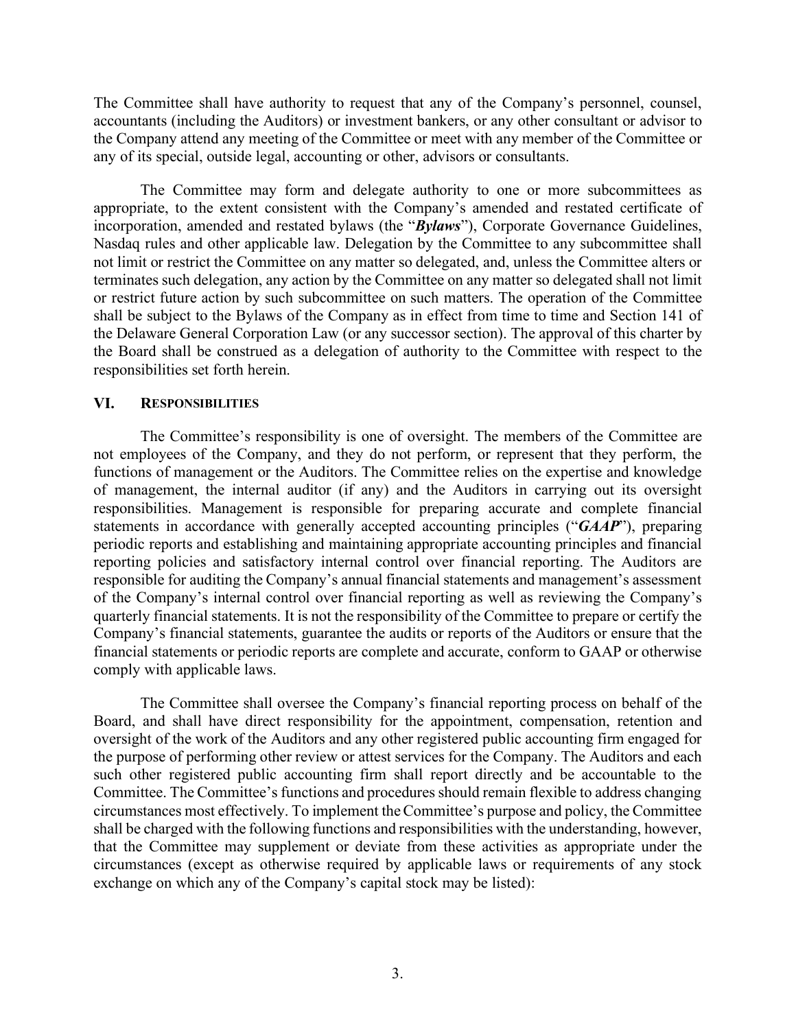The Committee shall have authority to request that any of the Company's personnel, counsel, accountants (including the Auditors) or investment bankers, or any other consultant or advisor to the Company attend any meeting of the Committee or meet with any member of the Committee or any of its special, outside legal, accounting or other, advisors or consultants.

The Committee may form and delegate authority to one or more subcommittees as appropriate, to the extent consistent with the Company's amended and restated certificate of incorporation, amended and restated bylaws (the "***Bylaws***"), Corporate Governance Guidelines, Nasdaq rules and other applicable law. Delegation by the Committee to any subcommittee shall not limit or restrict the Committee on any matter so delegated, and, unless the Committee alters or terminates such delegation, any action by the Committee on any matter so delegated shall not limit or restrict future action by such subcommittee on such matters. The operation of the Committee shall be subject to the Bylaws of the Company as in effect from time to time and Section 141 of the Delaware General Corporation Law (or any successor section). The approval of this charter by the Board shall be construed as a delegation of authority to the Committee with respect to the responsibilities set forth herein.

## VI. RESPONSIBILITIES

The Committee's responsibility is one of oversight. The members of the Committee are not employees of the Company, and they do not perform, or represent that they perform, the functions of management or the Auditors. The Committee relies on the expertise and knowledge of management, the internal auditor (if any) and the Auditors in carrying out its oversight responsibilities. Management is responsible for preparing accurate and complete financial statements in accordance with generally accepted accounting principles ("***GAAP***"), preparing periodic reports and establishing and maintaining appropriate accounting principles and financial reporting policies and satisfactory internal control over financial reporting. The Auditors are responsible for auditing the Company's annual financial statements and management's assessment of the Company's internal control over financial reporting as well as reviewing the Company's quarterly financial statements. It is not the responsibility of the Committee to prepare or certify the Company's financial statements, guarantee the audits or reports of the Auditors or ensure that the financial statements or periodic reports are complete and accurate, conform to GAAP or otherwise comply with applicable laws.

The Committee shall oversee the Company's financial reporting process on behalf of the Board, and shall have direct responsibility for the appointment, compensation, retention and oversight of the work of the Auditors and any other registered public accounting firm engaged for the purpose of performing other review or attest services for the Company. The Auditors and each such other registered public accounting firm shall report directly and be accountable to the Committee. The Committee's functions and procedures should remain flexible to address changing circumstances most effectively. To implement the Committee's purpose and policy, the Committee shall be charged with the following functions and responsibilities with the understanding, however, that the Committee may supplement or deviate from these activities as appropriate under the circumstances (except as otherwise required by applicable laws or requirements of any stock exchange on which any of the Company's capital stock may be listed):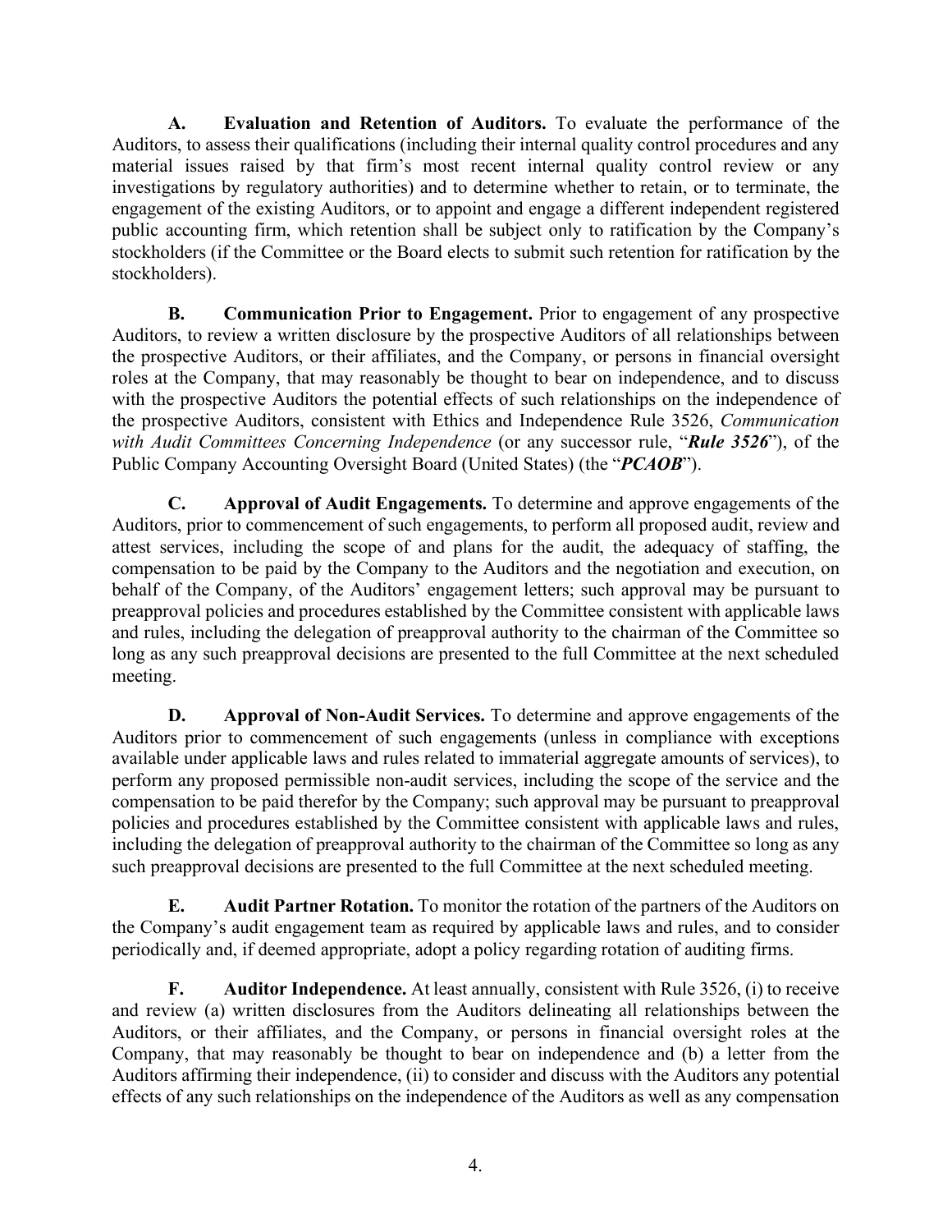**A. Evaluation and Retention of Auditors.** To evaluate the performance of the Auditors, to assess their qualifications (including their internal quality control procedures and any material issues raised by that firm's most recent internal quality control review or any investigations by regulatory authorities) and to determine whether to retain, or to terminate, the engagement of the existing Auditors, or to appoint and engage a different independent registered public accounting firm, which retention shall be subject only to ratification by the Company's stockholders (if the Committee or the Board elects to submit such retention for ratification by the stockholders).

**B. Communication Prior to Engagement.** Prior to engagement of any prospective Auditors, to review a written disclosure by the prospective Auditors of all relationships between the prospective Auditors, or their affiliates, and the Company, or persons in financial oversight roles at the Company, that may reasonably be thought to bear on independence, and to discuss with the prospective Auditors the potential effects of such relationships on the independence of the prospective Auditors, consistent with Ethics and Independence Rule 3526, *Communication with Audit Committees Concerning Independence* (or any successor rule, "***Rule 3526***"), of the Public Company Accounting Oversight Board (United States) (the "***PCAOB***").

**C. Approval of Audit Engagements.** To determine and approve engagements of the Auditors, prior to commencement of such engagements, to perform all proposed audit, review and attest services, including the scope of and plans for the audit, the adequacy of staffing, the compensation to be paid by the Company to the Auditors and the negotiation and execution, on behalf of the Company, of the Auditors' engagement letters; such approval may be pursuant to preapproval policies and procedures established by the Committee consistent with applicable laws and rules, including the delegation of preapproval authority to the chairman of the Committee so long as any such preapproval decisions are presented to the full Committee at the next scheduled meeting.

**D. Approval of Non-Audit Services.** To determine and approve engagements of the Auditors prior to commencement of such engagements (unless in compliance with exceptions available under applicable laws and rules related to immaterial aggregate amounts of services), to perform any proposed permissible non-audit services, including the scope of the service and the compensation to be paid therefor by the Company; such approval may be pursuant to preapproval policies and procedures established by the Committee consistent with applicable laws and rules, including the delegation of preapproval authority to the chairman of the Committee so long as any such preapproval decisions are presented to the full Committee at the next scheduled meeting.

**E. Audit Partner Rotation.** To monitor the rotation of the partners of the Auditors on the Company's audit engagement team as required by applicable laws and rules, and to consider periodically and, if deemed appropriate, adopt a policy regarding rotation of auditing firms.

**F. Auditor Independence.** At least annually, consistent with Rule 3526, (i) to receive and review (a) written disclosures from the Auditors delineating all relationships between the Auditors, or their affiliates, and the Company, or persons in financial oversight roles at the Company, that may reasonably be thought to bear on independence and (b) a letter from the Auditors affirming their independence, (ii) to consider and discuss with the Auditors any potential effects of any such relationships on the independence of the Auditors as well as any compensation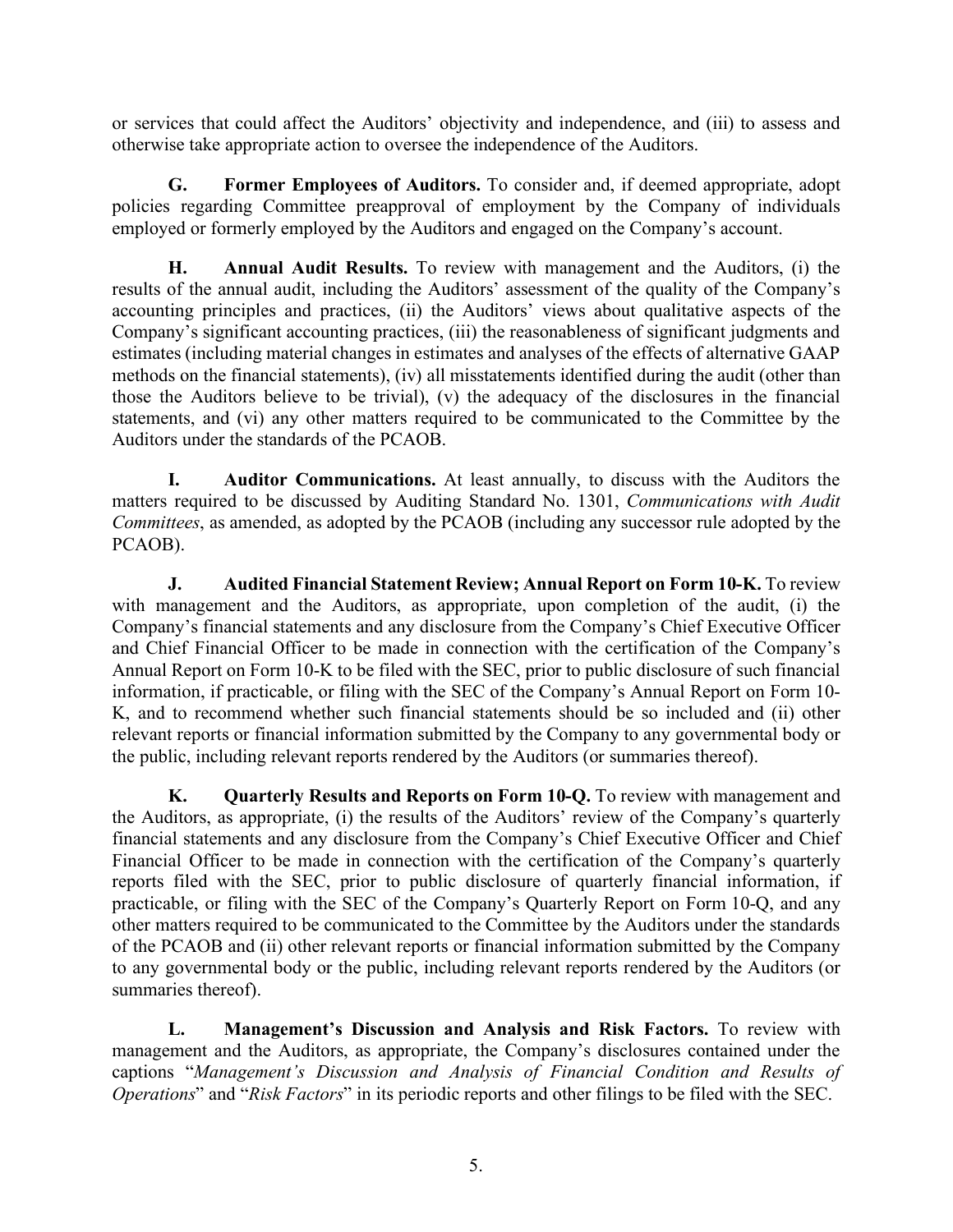or services that could affect the Auditors' objectivity and independence, and (iii) to assess and otherwise take appropriate action to oversee the independence of the Auditors.

**G. Former Employees of Auditors.** To consider and, if deemed appropriate, adopt policies regarding Committee preapproval of employment by the Company of individuals employed or formerly employed by the Auditors and engaged on the Company's account.

**H. Annual Audit Results.** To review with management and the Auditors, (i) the results of the annual audit, including the Auditors' assessment of the quality of the Company's accounting principles and practices, (ii) the Auditors' views about qualitative aspects of the Company's significant accounting practices, (iii) the reasonableness of significant judgments and estimates (including material changes in estimates and analyses of the effects of alternative GAAP methods on the financial statements), (iv) all misstatements identified during the audit (other than those the Auditors believe to be trivial), (v) the adequacy of the disclosures in the financial statements, and (vi) any other matters required to be communicated to the Committee by the Auditors under the standards of the PCAOB.

**I. Auditor Communications.** At least annually, to discuss with the Auditors the matters required to be discussed by Auditing Standard No. 1301, *Communications with Audit Committees*, as amended, as adopted by the PCAOB (including any successor rule adopted by the PCAOB).

**J. Audited Financial Statement Review; Annual Report on Form 10-K.** To review with management and the Auditors, as appropriate, upon completion of the audit, (i) the Company's financial statements and any disclosure from the Company's Chief Executive Officer and Chief Financial Officer to be made in connection with the certification of the Company's Annual Report on Form 10-K to be filed with the SEC, prior to public disclosure of such financial information, if practicable, or filing with the SEC of the Company's Annual Report on Form 10-K, and to recommend whether such financial statements should be so included and (ii) other relevant reports or financial information submitted by the Company to any governmental body or the public, including relevant reports rendered by the Auditors (or summaries thereof).

**K. Quarterly Results and Reports on Form 10-Q.** To review with management and the Auditors, as appropriate, (i) the results of the Auditors' review of the Company's quarterly financial statements and any disclosure from the Company's Chief Executive Officer and Chief Financial Officer to be made in connection with the certification of the Company's quarterly reports filed with the SEC, prior to public disclosure of quarterly financial information, if practicable, or filing with the SEC of the Company's Quarterly Report on Form 10-Q, and any other matters required to be communicated to the Committee by the Auditors under the standards of the PCAOB and (ii) other relevant reports or financial information submitted by the Company to any governmental body or the public, including relevant reports rendered by the Auditors (or summaries thereof).

**L. Management's Discussion and Analysis and Risk Factors.** To review with management and the Auditors, as appropriate, the Company's disclosures contained under the captions "*Management's Discussion and Analysis of Financial Condition and Results of Operations*" and "*Risk Factors*" in its periodic reports and other filings to be filed with the SEC.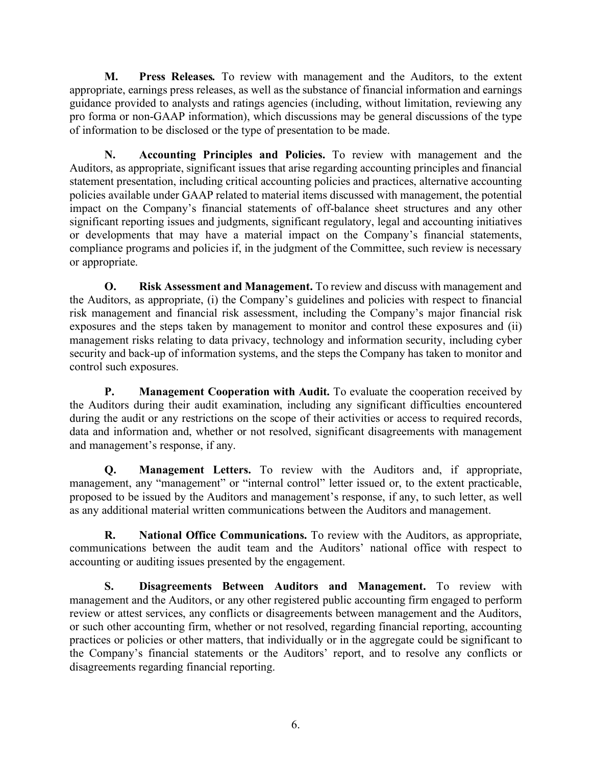**M. Press Releases.** To review with management and the Auditors, to the extent appropriate, earnings press releases, as well as the substance of financial information and earnings guidance provided to analysts and ratings agencies (including, without limitation, reviewing any pro forma or non-GAAP information), which discussions may be general discussions of the type of information to be disclosed or the type of presentation to be made.

**N. Accounting Principles and Policies.** To review with management and the Auditors, as appropriate, significant issues that arise regarding accounting principles and financial statement presentation, including critical accounting policies and practices, alternative accounting policies available under GAAP related to material items discussed with management, the potential impact on the Company's financial statements of off-balance sheet structures and any other significant reporting issues and judgments, significant regulatory, legal and accounting initiatives or developments that may have a material impact on the Company's financial statements, compliance programs and policies if, in the judgment of the Committee, such review is necessary or appropriate.

**O. Risk Assessment and Management.** To review and discuss with management and the Auditors, as appropriate, (i) the Company's guidelines and policies with respect to financial risk management and financial risk assessment, including the Company's major financial risk exposures and the steps taken by management to monitor and control these exposures and (ii) management risks relating to data privacy, technology and information security, including cyber security and back-up of information systems, and the steps the Company has taken to monitor and control such exposures.

**P. Management Cooperation with Audit.** To evaluate the cooperation received by the Auditors during their audit examination, including any significant difficulties encountered during the audit or any restrictions on the scope of their activities or access to required records, data and information and, whether or not resolved, significant disagreements with management and management's response, if any.

**Q. Management Letters.** To review with the Auditors and, if appropriate, management, any "management" or "internal control" letter issued or, to the extent practicable, proposed to be issued by the Auditors and management's response, if any, to such letter, as well as any additional material written communications between the Auditors and management.

**R. National Office Communications.** To review with the Auditors, as appropriate, communications between the audit team and the Auditors' national office with respect to accounting or auditing issues presented by the engagement.

**S. Disagreements Between Auditors and Management.** To review with management and the Auditors, or any other registered public accounting firm engaged to perform review or attest services, any conflicts or disagreements between management and the Auditors, or such other accounting firm, whether or not resolved, regarding financial reporting, accounting practices or policies or other matters, that individually or in the aggregate could be significant to the Company's financial statements or the Auditors' report, and to resolve any conflicts or disagreements regarding financial reporting.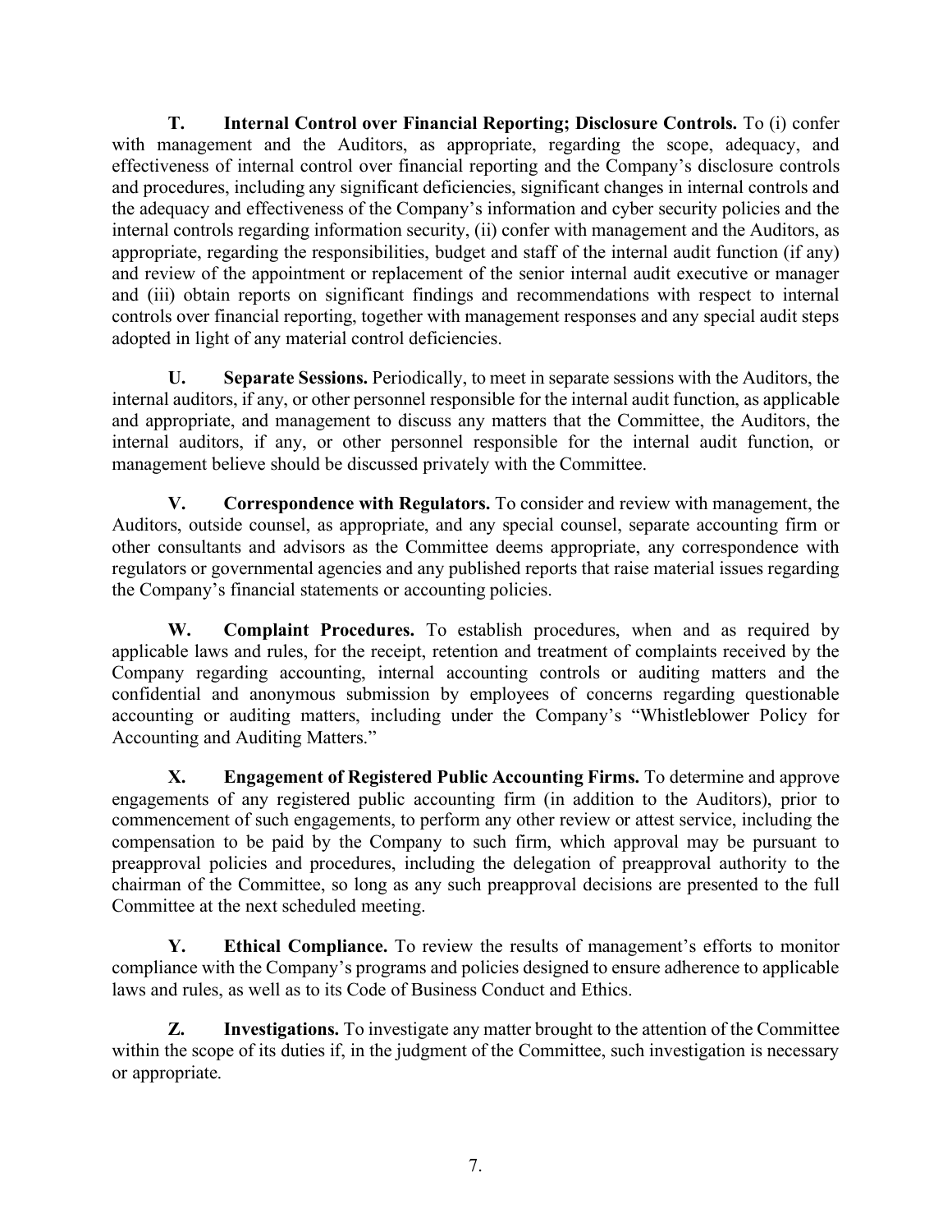**T. Internal Control over Financial Reporting; Disclosure Controls.** To (i) confer with management and the Auditors, as appropriate, regarding the scope, adequacy, and effectiveness of internal control over financial reporting and the Company's disclosure controls and procedures, including any significant deficiencies, significant changes in internal controls and the adequacy and effectiveness of the Company's information and cyber security policies and the internal controls regarding information security, (ii) confer with management and the Auditors, as appropriate, regarding the responsibilities, budget and staff of the internal audit function (if any) and review of the appointment or replacement of the senior internal audit executive or manager and (iii) obtain reports on significant findings and recommendations with respect to internal controls over financial reporting, together with management responses and any special audit steps adopted in light of any material control deficiencies.

**U. Separate Sessions.** Periodically, to meet in separate sessions with the Auditors, the internal auditors, if any, or other personnel responsible for the internal audit function, as applicable and appropriate, and management to discuss any matters that the Committee, the Auditors, the internal auditors, if any, or other personnel responsible for the internal audit function, or management believe should be discussed privately with the Committee.

**V. Correspondence with Regulators.** To consider and review with management, the Auditors, outside counsel, as appropriate, and any special counsel, separate accounting firm or other consultants and advisors as the Committee deems appropriate, any correspondence with regulators or governmental agencies and any published reports that raise material issues regarding the Company's financial statements or accounting policies.

**W. Complaint Procedures.** To establish procedures, when and as required by applicable laws and rules, for the receipt, retention and treatment of complaints received by the Company regarding accounting, internal accounting controls or auditing matters and the confidential and anonymous submission by employees of concerns regarding questionable accounting or auditing matters, including under the Company's "Whistleblower Policy for Accounting and Auditing Matters."

**X. Engagement of Registered Public Accounting Firms.** To determine and approve engagements of any registered public accounting firm (in addition to the Auditors), prior to commencement of such engagements, to perform any other review or attest service, including the compensation to be paid by the Company to such firm, which approval may be pursuant to preapproval policies and procedures, including the delegation of preapproval authority to the chairman of the Committee, so long as any such preapproval decisions are presented to the full Committee at the next scheduled meeting.

**Y. Ethical Compliance.** To review the results of management's efforts to monitor compliance with the Company's programs and policies designed to ensure adherence to applicable laws and rules, as well as to its Code of Business Conduct and Ethics.

**Z. Investigations.** To investigate any matter brought to the attention of the Committee within the scope of its duties if, in the judgment of the Committee, such investigation is necessary or appropriate.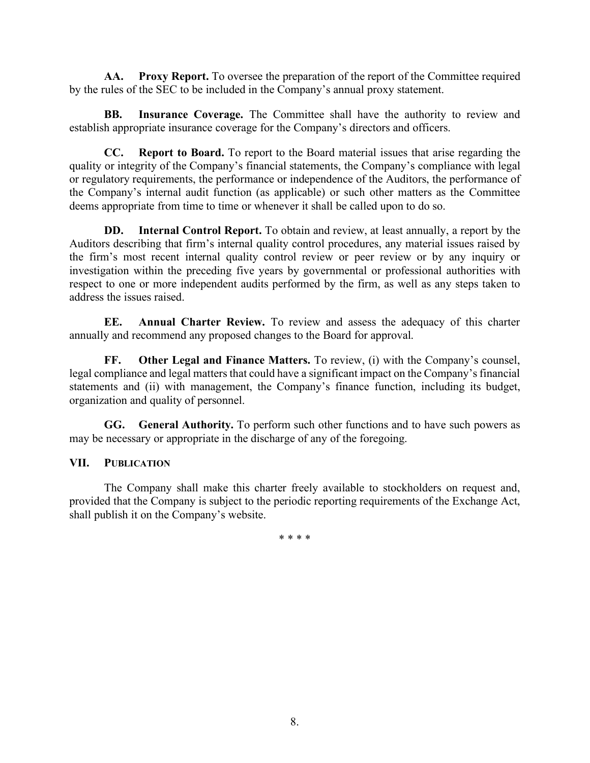**AA. Proxy Report.** To oversee the preparation of the report of the Committee required by the rules of the SEC to be included in the Company's annual proxy statement.

**BB. Insurance Coverage.** The Committee shall have the authority to review and establish appropriate insurance coverage for the Company's directors and officers.

**CC. Report to Board.** To report to the Board material issues that arise regarding the quality or integrity of the Company's financial statements, the Company's compliance with legal or regulatory requirements, the performance or independence of the Auditors, the performance of the Company's internal audit function (as applicable) or such other matters as the Committee deems appropriate from time to time or whenever it shall be called upon to do so.

**DD. Internal Control Report.** To obtain and review, at least annually, a report by the Auditors describing that firm's internal quality control procedures, any material issues raised by the firm's most recent internal quality control review or peer review or by any inquiry or investigation within the preceding five years by governmental or professional authorities with respect to one or more independent audits performed by the firm, as well as any steps taken to address the issues raised.

**EE. Annual Charter Review.** To review and assess the adequacy of this charter annually and recommend any proposed changes to the Board for approval.

**FF. Other Legal and Finance Matters.** To review, (i) with the Company's counsel, legal compliance and legal matters that could have a significant impact on the Company's financial statements and (ii) with management, the Company's finance function, including its budget, organization and quality of personnel.

**GG. General Authority.** To perform such other functions and to have such powers as may be necessary or appropriate in the discharge of any of the foregoing.

## VII. PUBLICATION

The Company shall make this charter freely available to stockholders on request and, provided that the Company is subject to the periodic reporting requirements of the Exchange Act, shall publish it on the Company's website.

* * * *